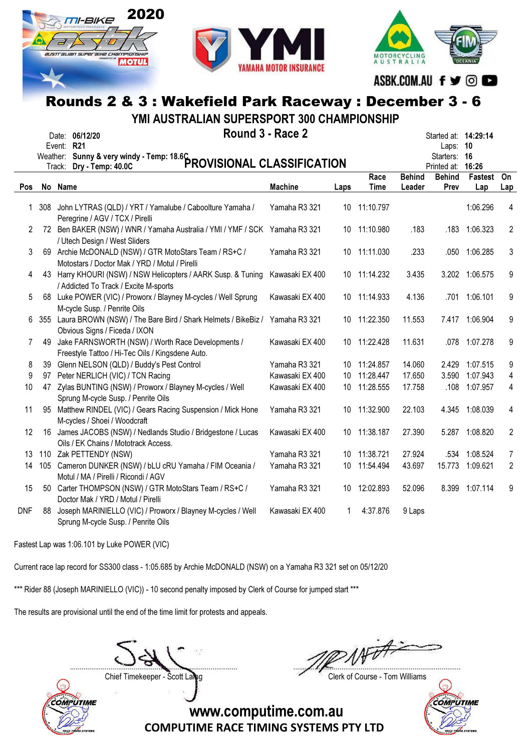# Rounds 2 & 3 : Wakefield Park Raceway : December 3 - 6

## YMI AUSTRALIAN SUPERSPORT 300 CHAMPIONSHIP

### Round 3 - Race 2

Date: **06/12/20**
Event: **R21**
Weather: **Sunny & very windy - Temp: 18.6C**
Track: **Dry - Temp: 40.0C**

Started at: **14:29:14**
Laps: **10**
Starters: **16**
Printed at: **16:26**

## PROVISIONAL CLASSIFICATION

| Pos | No | Name | Machine | Laps | Race Time | Behind Leader | Behind Prev | Fastest Lap | On Lap |
|---|---|---|---|---|---|---|---|---|---|
| 1 | 308 | John LYTRAS (QLD) / YRT / Yamalube / Caboolture Yamaha / Peregrine / AGV / TCX / Pirelli | Yamaha R3 321 | 10 | 11:10.797 | | | 1:06.296 | 4 |
| 2 | 72 | Ben BAKER (NSW) / WNR / Yamaha Australia / YMI / YMF / SCK / Utech Design / West Sliders | Yamaha R3 321 | 10 | 11:10.980 | .183 | .183 | 1:06.323 | 2 |
| 3 | 69 | Archie McDONALD (NSW) / GTR MotoStars Team / RS+C / Motostars / Doctor Mak / YRD / Motul / Pirelli | Yamaha R3 321 | 10 | 11:11.030 | .233 | .050 | 1:06.285 | 3 |
| 4 | 43 | Harry KHOURI (NSW) / NSW Helicopters / AARK Susp. & Tuning / Addicted To Track / Excite M-sports | Kawasaki EX 400 | 10 | 11:14.232 | 3.435 | 3.202 | 1:06.575 | 9 |
| 5 | 68 | Luke POWER (VIC) / Proworx / Blayney M-cycles / Well Sprung M-cycle Susp. / Penrite Oils | Kawasaki EX 400 | 10 | 11:14.933 | 4.136 | .701 | 1:06.101 | 9 |
| 6 | 355 | Laura BROWN (NSW) / The Bare Bird / Shark Helmets / BikeBiz / Obvious Signs / Ficeda / IXON | Yamaha R3 321 | 10 | 11:22.350 | 11.553 | 7.417 | 1:06.904 | 9 |
| 7 | 49 | Jake FARNSWORTH (NSW) / Worth Race Developments / Freestyle Tattoo / Hi-Tec Oils / Kingsdene Auto. | Kawasaki EX 400 | 10 | 11:22.428 | 11.631 | .078 | 1:07.278 | 9 |
| 8 | 39 | Glenn NELSON (QLD) / Buddy's Pest Control | Yamaha R3 321 | 10 | 11:24.857 | 14.060 | 2.429 | 1:07.515 | 9 |
| 9 | 97 | Peter NERLICH (VIC) / TCN Racing | Kawasaki EX 400 | 10 | 11:28.447 | 17.650 | 3.590 | 1:07.943 | 4 |
| 10 | 47 | Zylas BUNTING (NSW) / Proworx / Blayney M-cycles / Well Sprung M-cycle Susp. / Penrite Oils | Kawasaki EX 400 | 10 | 11:28.555 | 17.758 | .108 | 1:07.957 | 4 |
| 11 | 95 | Matthew RINDEL (VIC) / Gears Racing Suspension / Mick Hone M-cycles / Shoei / Woodcraft | Yamaha R3 321 | 10 | 11:32.900 | 22.103 | 4.345 | 1:08.039 | 4 |
| 12 | 16 | James JACOBS (NSW) / Nedlands Studio / Bridgestone / Lucas Oils / EK Chains / Mototrack Access. | Kawasaki EX 400 | 10 | 11:38.187 | 27.390 | 5.287 | 1:08.820 | 2 |
| 13 | 110 | Zak PETTENDY (NSW) | Yamaha R3 321 | 10 | 11:38.721 | 27.924 | .534 | 1:08.524 | 7 |
| 14 | 105 | Cameron DUNKER (NSW) / bLU cRU Yamaha / FIM Oceania / Motul / MA / Pirelli / Ricondi / AGV | Yamaha R3 321 | 10 | 11:54.494 | 43.697 | 15.773 | 1:09.621 | 2 |
| 15 | 50 | Carter THOMPSON (NSW) / GTR MotoStars Team / RS+C / Doctor Mak / YRD / Motul / Pirelli | Yamaha R3 321 | 10 | 12:02.893 | 52.096 | 8.399 | 1:07.114 | 9 |
| DNF | 88 | Joseph MARINIELLO (VIC) / Proworx / Blayney M-cycles / Well Sprung M-cycle Susp. / Penrite Oils | Kawasaki EX 400 | 1 | 4:37.876 | 9 Laps | | | |

Fastest Lap was 1:06.101 by Luke POWER (VIC)

Current race lap record for SS300 class - 1:05.685 by Archie McDONALD (NSW) on a Yamaha R3 321 set on 05/12/20

*** Rider 88 (Joseph MARINIELLO (VIC)) - 10 second penalty imposed by Clerk of Course for jumped start ***

The results are provisional until the end of the time limit for protests and appeals.

Chief Timekeeper - Scott Laing

Clerk of Course - Tom Williams

www.computime.com.au
COMPUTIME RACE TIMING SYSTEMS PTY LTD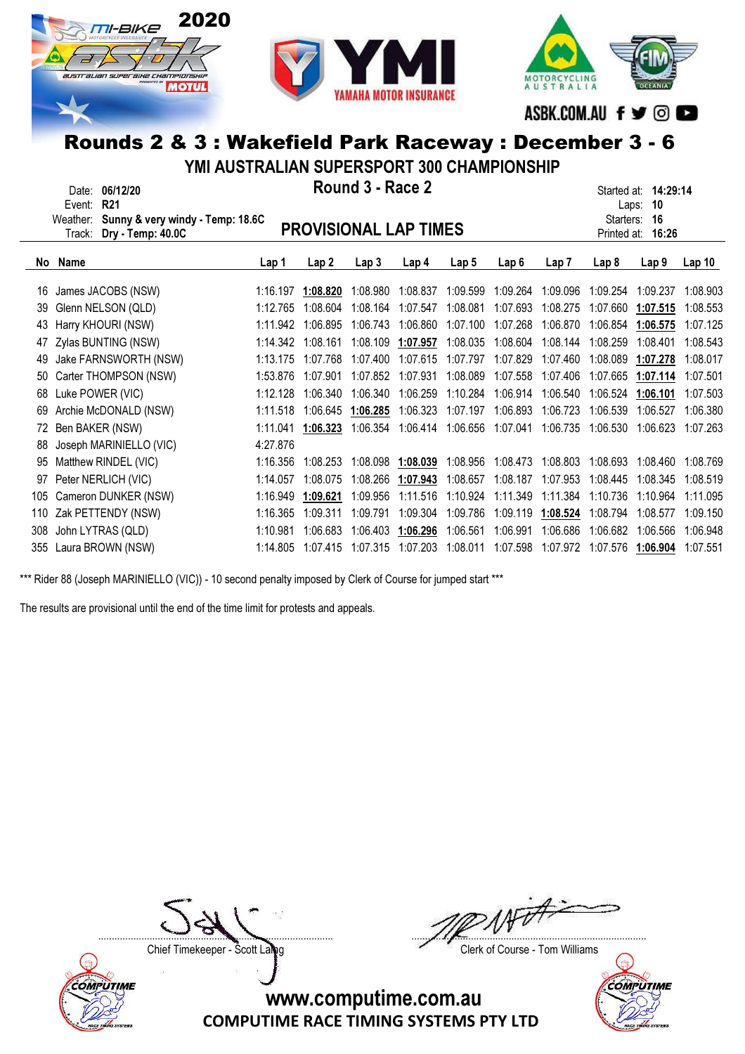# Rounds 2 & 3 : Wakefield Park Raceway : December 3 - 6

## YMI AUSTRALIAN SUPERSPORT 300 CHAMPIONSHIP

### Round 3 - Race 2

### PROVISIONAL LAP TIMES

Date: **06/12/20**
Event: **R21**
Weather: **Sunny & very windy - Temp: 18.6C**
Track: **Dry - Temp: 40.0C**

Started at: **14:29:14**
Laps: **10**
Starters: **16**
Printed at: **16:26**

| No | Name | Lap 1 | Lap 2 | Lap 3 | Lap 4 | Lap 5 | Lap 6 | Lap 7 | Lap 8 | Lap 9 | Lap 10 |
|---|---|---|---|---|---|---|---|---|---|---|---|
| 16 | James JACOBS (NSW) | 1:16.197 | **1:08.820** | 1:08.980 | 1:08.837 | 1:09.599 | 1:09.264 | 1:09.096 | 1:09.254 | 1:09.237 | 1:08.903 |
| 39 | Glenn NELSON (QLD) | 1:12.765 | 1:08.604 | 1:08.164 | 1:07.547 | 1:08.081 | 1:07.693 | 1:08.275 | 1:07.660 | **1:07.515** | 1:08.553 |
| 43 | Harry KHOURI (NSW) | 1:11.942 | 1:06.895 | 1:06.743 | 1:06.860 | 1:07.100 | 1:07.268 | 1:06.870 | 1:06.854 | **1:06.575** | 1:07.125 |
| 47 | Zylas BUNTING (NSW) | 1:14.342 | 1:08.161 | 1:08.109 | **1:07.957** | 1:08.035 | 1:08.604 | 1:08.144 | 1:08.259 | 1:08.401 | 1:08.543 |
| 49 | Jake FARNSWORTH (NSW) | 1:13.175 | 1:07.768 | 1:07.400 | 1:07.615 | 1:07.797 | 1:07.829 | 1:07.460 | 1:08.089 | **1:07.278** | 1:08.017 |
| 50 | Carter THOMPSON (NSW) | 1:53.876 | 1:07.901 | 1:07.852 | 1:07.931 | 1:08.089 | 1:07.558 | 1:07.406 | 1:07.665 | **1:07.114** | 1:07.501 |
| 68 | Luke POWER (VIC) | 1:12.128 | 1:06.340 | 1:06.340 | 1:06.259 | 1:10.284 | 1:06.914 | 1:06.540 | 1:06.524 | **1:06.101** | 1:07.503 |
| 69 | Archie McDONALD (NSW) | 1:11.518 | 1:06.645 | **1:06.285** | 1:06.323 | 1:07.197 | 1:06.893 | 1:06.723 | 1:06.539 | 1:06.527 | 1:06.380 |
| 72 | Ben BAKER (NSW) | 1:11.041 | **1:06.323** | 1:06.354 | 1:06.414 | 1:06.656 | 1:07.041 | 1:06.735 | 1:06.530 | 1:06.623 | 1:07.263 |
| 88 | Joseph MARINIELLO (VIC) | 4:27.876 | | | | | | | | | |
| 95 | Matthew RINDEL (VIC) | 1:16.356 | 1:08.253 | 1:08.098 | **1:08.039** | 1:08.956 | 1:08.473 | 1:08.803 | 1:08.693 | 1:08.460 | 1:08.769 |
| 97 | Peter NERLICH (VIC) | 1:14.057 | 1:08.075 | 1:08.266 | **1:07.943** | 1:08.657 | 1:08.187 | 1:07.953 | 1:08.445 | 1:08.345 | 1:08.519 |
| 105 | Cameron DUNKER (NSW) | 1:16.949 | **1:09.621** | 1:09.956 | 1:11.516 | 1:10.924 | 1:11.349 | 1:11.384 | 1:10.736 | 1:10.964 | 1:11.095 |
| 110 | Zak PETTENDY (NSW) | 1:16.365 | 1:09.311 | 1:09.791 | 1:09.304 | 1:09.786 | 1:09.119 | **1:08.524** | 1:08.794 | 1:08.577 | 1:09.150 |
| 308 | John LYTRAS (QLD) | 1:10.981 | 1:06.683 | 1:06.403 | **1:06.296** | 1:06.561 | 1:06.991 | 1:06.686 | 1:06.682 | 1:06.566 | 1:06.948 |
| 355 | Laura BROWN (NSW) | 1:14.805 | 1:07.415 | 1:07.315 | 1:07.203 | 1:08.011 | 1:07.598 | 1:07.972 | 1:07.576 | **1:06.904** | 1:07.551 |

*** Rider 88 (Joseph MARINIELLO (VIC)) - 10 second penalty imposed by Clerk of Course for jumped start ***

The results are provisional until the end of the time limit for protests and appeals.

Chief Timekeeper - Scott Laing

Clerk of Course - Tom Williams

www.computime.com.au
COMPUTIME RACE TIMING SYSTEMS PTY LTD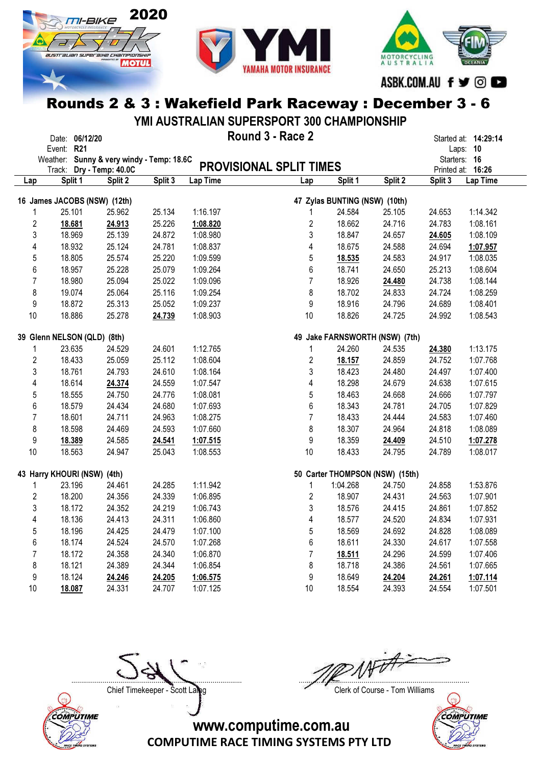# Rounds 2 & 3 : Wakefield Park Raceway : December 3 - 6

## YMI AUSTRALIAN SUPERSPORT 300 CHAMPIONSHIP

## Round 3 - Race 2

Date: **06/12/20**
Event: **R21**
Weather: **Sunny & very windy - Temp: 18.6C**
Track: **Dry - Temp: 40.0C**

Started at: **14:29:14**
Laps: **10**
Starters: **16**
Printed at: **16:26**

## PROVISIONAL SPLIT TIMES

**16 James JACOBS (NSW) (12th)**

| Lap | Split 1 | Split 2 | Split 3 | Lap Time |
|---|---|---|---|---|
| 1 | 25.101 | 25.962 | 25.134 | 1:16.197 |
| 2 | **18.681** | **24.913** | 25.226 | **1:08.820** |
| 3 | 18.969 | 25.139 | 24.872 | 1:08.980 |
| 4 | 18.932 | 25.124 | 24.781 | 1:08.837 |
| 5 | 18.805 | 25.574 | 25.220 | 1:09.599 |
| 6 | 18.957 | 25.228 | 25.079 | 1:09.264 |
| 7 | 18.980 | 25.094 | 25.022 | 1:09.096 |
| 8 | 19.074 | 25.064 | 25.116 | 1:09.254 |
| 9 | 18.872 | 25.313 | 25.052 | 1:09.237 |
| 10 | 18.886 | 25.278 | **24.739** | 1:08.903 |

**47 Zylas BUNTING (NSW) (10th)**

| Lap | Split 1 | Split 2 | Split 3 | Lap Time |
|---|---|---|---|---|
| 1 | 24.584 | 25.105 | 24.653 | 1:14.342 |
| 2 | 18.662 | 24.716 | 24.783 | 1:08.161 |
| 3 | 18.847 | 24.657 | **24.605** | 1:08.109 |
| 4 | 18.675 | 24.588 | 24.694 | **1:07.957** |
| 5 | **18.535** | 24.583 | 24.917 | 1:08.035 |
| 6 | 18.741 | 24.650 | 25.213 | 1:08.604 |
| 7 | 18.926 | **24.480** | 24.738 | 1:08.144 |
| 8 | 18.702 | 24.833 | 24.724 | 1:08.259 |
| 9 | 18.916 | 24.796 | 24.689 | 1:08.401 |
| 10 | 18.826 | 24.725 | 24.992 | 1:08.543 |

**39 Glenn NELSON (QLD) (8th)**

| Lap | Split 1 | Split 2 | Split 3 | Lap Time |
|---|---|---|---|---|
| 1 | 23.635 | 24.529 | 24.601 | 1:12.765 |
| 2 | 18.433 | 25.059 | 25.112 | 1:08.604 |
| 3 | 18.761 | 24.793 | 24.610 | 1:08.164 |
| 4 | 18.614 | **24.374** | 24.559 | 1:07.547 |
| 5 | 18.555 | 24.750 | 24.776 | 1:08.081 |
| 6 | 18.579 | 24.434 | 24.680 | 1:07.693 |
| 7 | 18.601 | 24.711 | 24.963 | 1:08.275 |
| 8 | 18.598 | 24.469 | 24.593 | 1:07.660 |
| 9 | **18.389** | 24.585 | **24.541** | **1:07.515** |
| 10 | 18.563 | 24.947 | 25.043 | 1:08.553 |

**49 Jake FARNSWORTH (NSW) (7th)**

| Lap | Split 1 | Split 2 | Split 3 | Lap Time |
|---|---|---|---|---|
| 1 | 24.260 | 24.535 | **24.380** | 1:13.175 |
| 2 | **18.157** | 24.859 | 24.752 | 1:07.768 |
| 3 | 18.423 | 24.480 | 24.497 | 1:07.400 |
| 4 | 18.298 | 24.679 | 24.638 | 1:07.615 |
| 5 | 18.463 | 24.668 | 24.666 | 1:07.797 |
| 6 | 18.343 | 24.781 | 24.705 | 1:07.829 |
| 7 | 18.433 | 24.444 | 24.583 | 1:07.460 |
| 8 | 18.307 | 24.964 | 24.818 | 1:08.089 |
| 9 | 18.359 | **24.409** | 24.510 | **1:07.278** |
| 10 | 18.433 | 24.795 | 24.789 | 1:08.017 |

**43 Harry KHOURI (NSW) (4th)**

| Lap | Split 1 | Split 2 | Split 3 | Lap Time |
|---|---|---|---|---|
| 1 | 23.196 | 24.461 | 24.285 | 1:11.942 |
| 2 | 18.200 | 24.356 | 24.339 | 1:06.895 |
| 3 | 18.172 | 24.352 | 24.219 | 1:06.743 |
| 4 | 18.136 | 24.413 | 24.311 | 1:06.860 |
| 5 | 18.196 | 24.425 | 24.479 | 1:07.100 |
| 6 | 18.174 | 24.524 | 24.570 | 1:07.268 |
| 7 | 18.172 | 24.358 | 24.340 | 1:06.870 |
| 8 | 18.121 | 24.389 | 24.344 | 1:06.854 |
| 9 | 18.124 | **24.246** | **24.205** | **1:06.575** |
| 10 | **18.087** | 24.331 | 24.707 | 1:07.125 |

**50 Carter THOMPSON (NSW) (15th)**

| Lap | Split 1 | Split 2 | Split 3 | Lap Time |
|---|---|---|---|---|
| 1 | 1:04.268 | 24.750 | 24.858 | 1:53.876 |
| 2 | 18.907 | 24.431 | 24.563 | 1:07.901 |
| 3 | 18.576 | 24.415 | 24.861 | 1:07.852 |
| 4 | 18.577 | 24.520 | 24.834 | 1:07.931 |
| 5 | 18.569 | 24.692 | 24.828 | 1:08.089 |
| 6 | 18.611 | 24.330 | 24.617 | 1:07.558 |
| 7 | **18.511** | 24.296 | 24.599 | 1:07.406 |
| 8 | 18.718 | 24.386 | 24.561 | 1:07.665 |
| 9 | 18.649 | **24.204** | **24.261** | **1:07.114** |
| 10 | 18.554 | 24.393 | 24.554 | 1:07.501 |

Chief Timekeeper - Scott Laing

Clerk of Course - Tom Williams

www.computime.com.au
COMPUTIME RACE TIMING SYSTEMS PTY LTD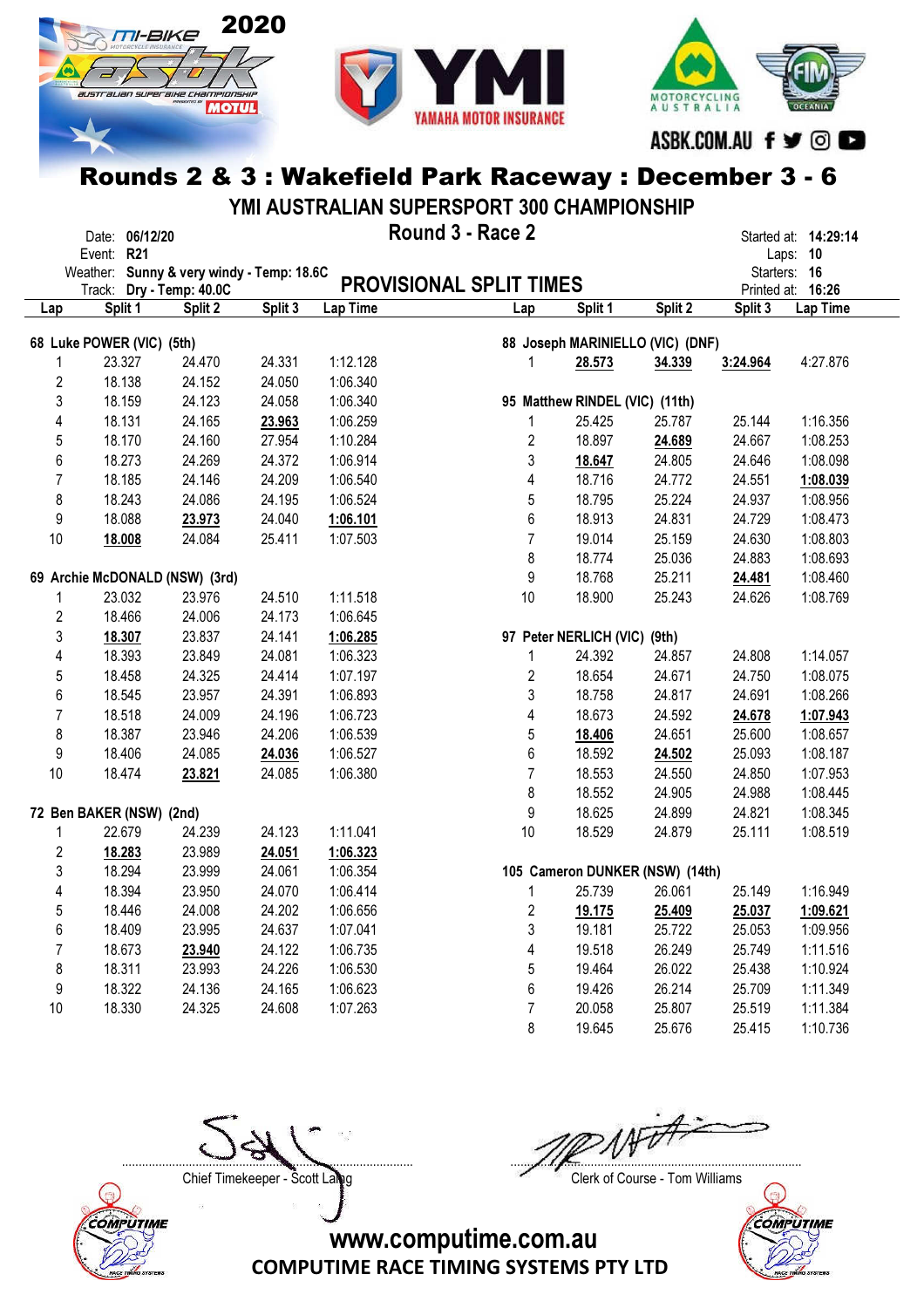# Rounds 2 & 3 : Wakefield Park Raceway : December 3 - 6

## YMI AUSTRALIAN SUPERSPORT 300 CHAMPIONSHIP

### Round 3 - Race 2

Date: **06/12/20**
Event: **R21**
Weather: **Sunny & very windy - Temp: 18.6C**
Track: **Dry - Temp: 40.0C**

Started at: **14:29:14**
Laps: **10**
Starters: **16**
Printed at: **16:26**

## PROVISIONAL SPLIT TIMES

**68 Luke POWER (VIC) (5th)**

| Lap | Split 1 | Split 2 | Split 3 | Lap Time |
|---|---|---|---|---|
| 1 | 23.327 | 24.470 | 24.331 | 1:12.128 |
| 2 | 18.138 | 24.152 | 24.050 | 1:06.340 |
| 3 | 18.159 | 24.123 | 24.058 | 1:06.340 |
| 4 | 18.131 | 24.165 | **23.963** | 1:06.259 |
| 5 | 18.170 | 24.160 | 27.954 | 1:10.284 |
| 6 | 18.273 | 24.269 | 24.372 | 1:06.914 |
| 7 | 18.185 | 24.146 | 24.209 | 1:06.540 |
| 8 | 18.243 | 24.086 | 24.195 | 1:06.524 |
| 9 | 18.088 | **23.973** | 24.040 | **1:06.101** |
| 10 | **18.008** | 24.084 | 25.411 | 1:07.503 |

**69 Archie McDONALD (NSW) (3rd)**

| Lap | Split 1 | Split 2 | Split 3 | Lap Time |
|---|---|---|---|---|
| 1 | 23.032 | 23.976 | 24.510 | 1:11.518 |
| 2 | 18.466 | 24.006 | 24.173 | 1:06.645 |
| 3 | **18.307** | 23.837 | 24.141 | **1:06.285** |
| 4 | 18.393 | 23.849 | 24.081 | 1:06.323 |
| 5 | 18.458 | 24.325 | 24.414 | 1:07.197 |
| 6 | 18.545 | 23.957 | 24.391 | 1:06.893 |
| 7 | 18.518 | 24.009 | 24.196 | 1:06.723 |
| 8 | 18.387 | 23.946 | 24.206 | 1:06.539 |
| 9 | 18.406 | 24.085 | **24.036** | 1:06.527 |
| 10 | 18.474 | **23.821** | 24.085 | 1:06.380 |

**72 Ben BAKER (NSW) (2nd)**

| Lap | Split 1 | Split 2 | Split 3 | Lap Time |
|---|---|---|---|---|
| 1 | 22.679 | 24.239 | 24.123 | 1:11.041 |
| 2 | **18.283** | 23.989 | **24.051** | **1:06.323** |
| 3 | 18.294 | 23.999 | 24.061 | 1:06.354 |
| 4 | 18.394 | 23.950 | 24.070 | 1:06.414 |
| 5 | 18.446 | 24.008 | 24.202 | 1:06.656 |
| 6 | 18.409 | 23.995 | 24.637 | 1:07.041 |
| 7 | 18.673 | **23.940** | 24.122 | 1:06.735 |
| 8 | 18.311 | 23.993 | 24.226 | 1:06.530 |
| 9 | 18.322 | 24.136 | 24.165 | 1:06.623 |
| 10 | 18.330 | 24.325 | 24.608 | 1:07.263 |

**88 Joseph MARINIELLO (VIC) (DNF)**

| Lap | Split 1 | Split 2 | Split 3 | Lap Time |
|---|---|---|---|---|
| 1 | **28.573** | **34.339** | **3:24.964** | 4:27.876 |

**95 Matthew RINDEL (VIC) (11th)**

| Lap | Split 1 | Split 2 | Split 3 | Lap Time |
|---|---|---|---|---|
| 1 | 25.425 | 25.787 | 25.144 | 1:16.356 |
| 2 | 18.897 | **24.689** | 24.667 | 1:08.253 |
| 3 | **18.647** | 24.805 | 24.646 | 1:08.098 |
| 4 | 18.716 | 24.772 | 24.551 | **1:08.039** |
| 5 | 18.795 | 25.224 | 24.937 | 1:08.956 |
| 6 | 18.913 | 24.831 | 24.729 | 1:08.473 |
| 7 | 19.014 | 25.159 | 24.630 | 1:08.803 |
| 8 | 18.774 | 25.036 | 24.883 | 1:08.693 |
| 9 | 18.768 | 25.211 | **24.481** | 1:08.460 |
| 10 | 18.900 | 25.243 | 24.626 | 1:08.769 |

**97 Peter NERLICH (VIC) (9th)**

| Lap | Split 1 | Split 2 | Split 3 | Lap Time |
|---|---|---|---|---|
| 1 | 24.392 | 24.857 | 24.808 | 1:14.057 |
| 2 | 18.654 | 24.671 | 24.750 | 1:08.075 |
| 3 | 18.758 | 24.817 | 24.691 | 1:08.266 |
| 4 | 18.673 | 24.592 | **24.678** | **1:07.943** |
| 5 | **18.406** | 24.651 | 25.600 | 1:08.657 |
| 6 | 18.592 | **24.502** | 25.093 | 1:08.187 |
| 7 | 18.553 | 24.550 | 24.850 | 1:07.953 |
| 8 | 18.552 | 24.905 | 24.988 | 1:08.445 |
| 9 | 18.625 | 24.899 | 24.821 | 1:08.345 |
| 10 | 18.529 | 24.879 | 25.111 | 1:08.519 |

**105 Cameron DUNKER (NSW) (14th)**

| Lap | Split 1 | Split 2 | Split 3 | Lap Time |
|---|---|---|---|---|
| 1 | 25.739 | 26.061 | 25.149 | 1:16.949 |
| 2 | **19.175** | **25.409** | **25.037** | **1:09.621** |
| 3 | 19.181 | 25.722 | 25.053 | 1:09.956 |
| 4 | 19.518 | 26.249 | 25.749 | 1:11.516 |
| 5 | 19.464 | 26.022 | 25.438 | 1:10.924 |
| 6 | 19.426 | 26.214 | 25.709 | 1:11.349 |
| 7 | 20.058 | 25.807 | 25.519 | 1:11.384 |
| 8 | 19.645 | 25.676 | 25.415 | 1:10.736 |

Chief Timekeeper - Scott Laing

Clerk of Course - Tom Williams

www.computime.com.au
COMPUTIME RACE TIMING SYSTEMS PTY LTD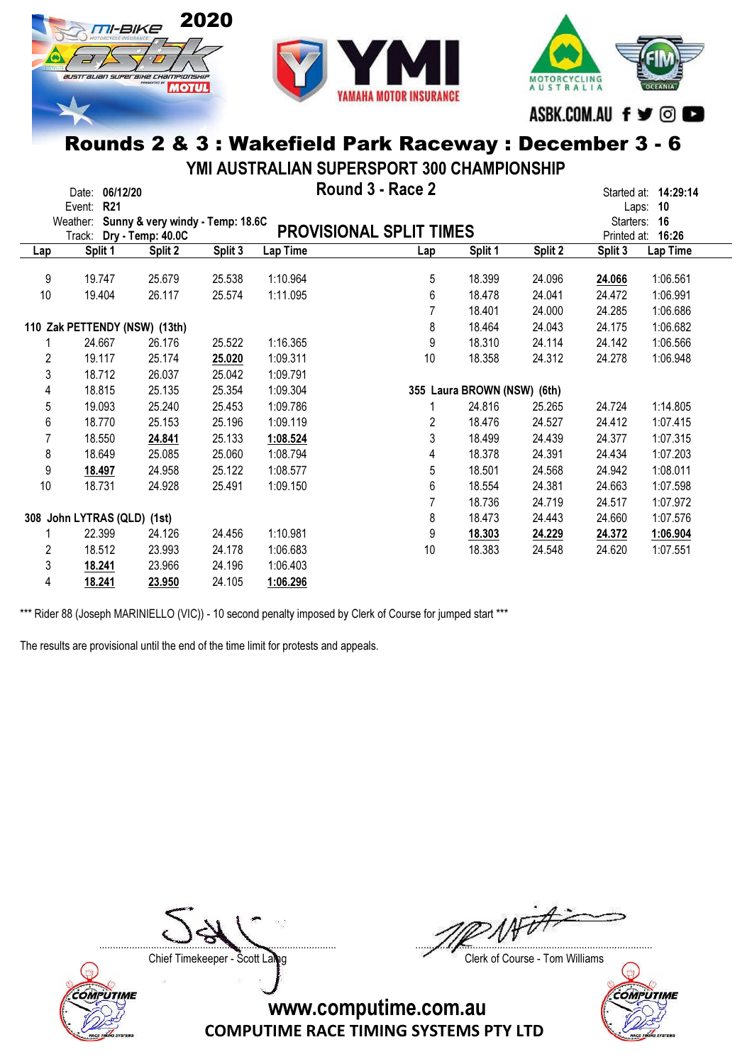## Rounds 2 & 3 : Wakefield Park Raceway : December 3 - 6

### YMI AUSTRALIAN SUPERSPORT 300 CHAMPIONSHIP

**Round 3 - Race 2**

Date: **06/12/20**
Event: **R21**
Weather: **Sunny & very windy - Temp: 18.6C**
Track: **Dry - Temp: 40.0C**

Started at: **14:29:14**
Laps: **10**
Starters: **16**
Printed at: **16:26**

### PROVISIONAL SPLIT TIMES

| Lap | Split 1 | Split 2 | Split 3 | Lap Time |
|---|---|---|---|---|
| 9 | 19.747 | 25.679 | 25.538 | 1:10.964 |
| 10 | 19.404 | 26.117 | 25.574 | 1:11.095 |
| **110 Zak PETTENDY (NSW) (13th)** | | | | |
| 1 | 24.667 | 26.176 | 25.522 | 1:16.365 |
| 2 | 19.117 | 25.174 | **25.020** | 1:09.311 |
| 3 | 18.712 | 26.037 | 25.042 | 1:09.791 |
| 4 | 18.815 | 25.135 | 25.354 | 1:09.304 |
| 5 | 19.093 | 25.240 | 25.453 | 1:09.786 |
| 6 | 18.770 | 25.153 | 25.196 | 1:09.119 |
| 7 | 18.550 | **24.841** | 25.133 | **1:08.524** |
| 8 | 18.649 | 25.085 | 25.060 | 1:08.794 |
| 9 | **18.497** | 24.958 | 25.122 | 1:08.577 |
| 10 | 18.731 | 24.928 | 25.491 | 1:09.150 |
| **308 John LYTRAS (QLD) (1st)** | | | | |
| 1 | 22.399 | 24.126 | 24.456 | 1:10.981 |
| 2 | 18.512 | 23.993 | 24.178 | 1:06.683 |
| 3 | **18.241** | 23.966 | 24.196 | 1:06.403 |
| 4 | **18.241** | **23.950** | 24.105 | **1:06.296** |
| 5 | 18.399 | 24.096 | **24.066** | 1:06.561 |
| 6 | 18.478 | 24.041 | 24.472 | 1:06.991 |
| 7 | 18.401 | 24.000 | 24.285 | 1:06.686 |
| 8 | 18.464 | 24.043 | 24.175 | 1:06.682 |
| 9 | 18.310 | 24.114 | 24.142 | 1:06.566 |
| 10 | 18.358 | 24.312 | 24.278 | 1:06.948 |
| **355 Laura BROWN (NSW) (6th)** | | | | |
| 1 | 24.816 | 25.265 | 24.724 | 1:14.805 |
| 2 | 18.476 | 24.527 | 24.412 | 1:07.415 |
| 3 | 18.499 | 24.439 | 24.377 | 1:07.315 |
| 4 | 18.378 | 24.391 | 24.434 | 1:07.203 |
| 5 | 18.501 | 24.568 | 24.942 | 1:08.011 |
| 6 | 18.554 | 24.381 | 24.663 | 1:07.598 |
| 7 | 18.736 | 24.719 | 24.517 | 1:07.972 |
| 8 | 18.473 | 24.443 | 24.660 | 1:07.576 |
| 9 | **18.303** | **24.229** | **24.372** | **1:06.904** |
| 10 | 18.383 | 24.548 | 24.620 | 1:07.551 |

*** Rider 88 (Joseph MARINIELLO (VIC)) - 10 second penalty imposed by Clerk of Course for jumped start ***

The results are provisional until the end of the time limit for protests and appeals.

Chief Timekeeper - Scott Laing

Clerk of Course - Tom Williams

www.computime.com.au
COMPUTIME RACE TIMING SYSTEMS PTY LTD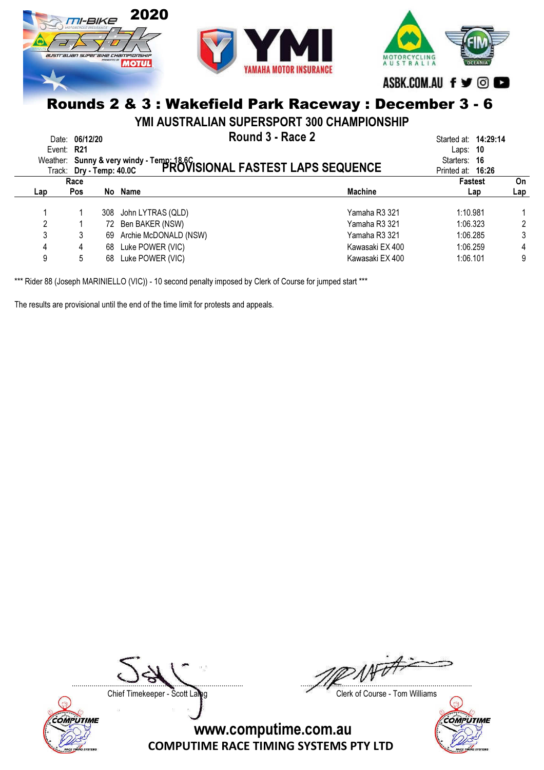# Rounds 2 & 3 : Wakefield Park Raceway : December 3 - 6

## YMI AUSTRALIAN SUPERSPORT 300 CHAMPIONSHIP

### Round 3 - Race 2

### PROVISIONAL FASTEST LAPS SEQUENCE

Date: **06/12/20**
Event: **R21**
Weather: **Sunny & very windy - Temp: 18.6C**
Track: **Dry - Temp: 40.0C**

Started at: **14:29:14**
Laps: **10**
Starters: **16**
Printed at: **16:26**

| Lap | Race Pos | No | Name | Machine | Fastest Lap | On Lap |
|---|---|---|---|---|---|---|
| 1 | 1 | 308 | John LYTRAS (QLD) | Yamaha R3 321 | 1:10.981 | 1 |
| 2 | 1 | 72 | Ben BAKER (NSW) | Yamaha R3 321 | 1:06.323 | 2 |
| 3 | 3 | 69 | Archie McDONALD (NSW) | Yamaha R3 321 | 1:06.285 | 3 |
| 4 | 4 | 68 | Luke POWER (VIC) | Kawasaki EX 400 | 1:06.259 | 4 |
| 9 | 5 | 68 | Luke POWER (VIC) | Kawasaki EX 400 | 1:06.101 | 9 |

*** Rider 88 (Joseph MARINIELLO (VIC)) - 10 second penalty imposed by Clerk of Course for jumped start ***

The results are provisional until the end of the time limit for protests and appeals.

Chief Timekeeper - Scott Laing

Clerk of Course - Tom Williams

www.computime.com.au

COMPUTIME RACE TIMING SYSTEMS PTY LTD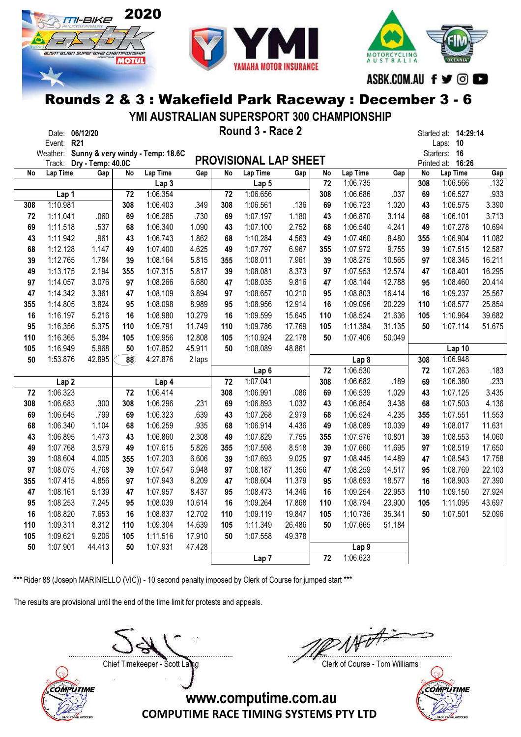# Rounds 2 & 3 : Wakefield Park Raceway : December 3 - 6

## YMI AUSTRALIAN SUPERSPORT 300 CHAMPIONSHIP

### Round 3 - Race 2

Date: **06/12/20**
Event: **R21**
Weather: **Sunny & very windy - Temp: 18.6C**
Track: **Dry - Temp: 40.0C**

Started at: **14:29:14**
Laps: **10**
Starters: **16**
Printed at: **16:26**

## PROVISIONAL LAP SHEET

**Lap 1**

| No | Lap Time | Gap |
|---|---|---|
| 308 | 1:10.981 | |
| 72 | 1:11.041 | .060 |
| 69 | 1:11.518 | .537 |
| 43 | 1:11.942 | .961 |
| 68 | 1:12.128 | 1.147 |
| 39 | 1:12.765 | 1.784 |
| 49 | 1:13.175 | 2.194 |
| 97 | 1:14.057 | 3.076 |
| 47 | 1:14.342 | 3.361 |
| 355 | 1:14.805 | 3.824 |
| 16 | 1:16.197 | 5.216 |
| 95 | 1:16.356 | 5.375 |
| 110 | 1:16.365 | 5.384 |
| 105 | 1:16.949 | 5.968 |
| 50 | 1:53.876 | 42.895 |

**Lap 2**

| No | Lap Time | Gap |
|---|---|---|
| 72 | 1:06.323 | |
| 308 | 1:06.683 | .300 |
| 69 | 1:06.645 | .799 |
| 68 | 1:06.340 | 1.104 |
| 43 | 1:06.895 | 1.473 |
| 49 | 1:07.768 | 3.579 |
| 39 | 1:08.604 | 4.005 |
| 97 | 1:08.075 | 4.768 |
| 355 | 1:07.415 | 4.856 |
| 47 | 1:08.161 | 5.139 |
| 95 | 1:08.253 | 7.245 |
| 16 | 1:08.820 | 7.653 |
| 110 | 1:09.311 | 8.312 |
| 105 | 1:09.621 | 9.206 |
| 50 | 1:07.901 | 44.413 |

**Lap 3**

| No | Lap Time | Gap |
|---|---|---|
| 72 | 1:06.354 | |
| 308 | 1:06.403 | .349 |
| 69 | 1:06.285 | .730 |
| 68 | 1:06.340 | 1.090 |
| 43 | 1:06.743 | 1.862 |
| 49 | 1:07.400 | 4.625 |
| 39 | 1:08.164 | 5.815 |
| 355 | 1:07.315 | 5.817 |
| 97 | 1:08.266 | 6.680 |
| 47 | 1:08.109 | 6.894 |
| 95 | 1:08.098 | 8.989 |
| 16 | 1:08.980 | 10.279 |
| 110 | 1:09.791 | 11.749 |
| 105 | 1:09.956 | 12.808 |
| 50 | 1:07.852 | 45.911 |
| 88 | 4:27.876 | 2 laps |

**Lap 4**

| No | Lap Time | Gap |
|---|---|---|
| 72 | 1:06.414 | |
| 308 | 1:06.296 | .231 |
| 69 | 1:06.323 | .639 |
| 68 | 1:06.259 | .935 |
| 43 | 1:06.860 | 2.308 |
| 49 | 1:07.615 | 5.826 |
| 355 | 1:07.203 | 6.606 |
| 39 | 1:07.547 | 6.948 |
| 97 | 1:07.943 | 8.209 |
| 47 | 1:07.957 | 8.437 |
| 95 | 1:08.039 | 10.614 |
| 16 | 1:08.837 | 12.702 |
| 110 | 1:09.304 | 14.639 |
| 105 | 1:11.516 | 17.910 |
| 50 | 1:07.931 | 47.428 |

**Lap 5**

| No | Lap Time | Gap |
|---|---|---|
| 72 | 1:06.656 | |
| 308 | 1:06.561 | .136 |
| 69 | 1:07.197 | 1.180 |
| 43 | 1:07.100 | 2.752 |
| 68 | 1:10.284 | 4.563 |
| 49 | 1:07.797 | 6.967 |
| 355 | 1:08.011 | 7.961 |
| 39 | 1:08.081 | 8.373 |
| 47 | 1:08.035 | 9.816 |
| 97 | 1:08.657 | 10.210 |
| 95 | 1:08.956 | 12.914 |
| 16 | 1:09.599 | 15.645 |
| 110 | 1:09.786 | 17.769 |
| 105 | 1:10.924 | 22.178 |
| 50 | 1:08.089 | 48.861 |

**Lap 6**

| No | Lap Time | Gap |
|---|---|---|
| 72 | 1:07.041 | |
| 308 | 1:06.991 | .086 |
| 69 | 1:06.893 | 1.032 |
| 43 | 1:07.268 | 2.979 |
| 68 | 1:06.914 | 4.436 |
| 49 | 1:07.829 | 7.755 |
| 355 | 1:07.598 | 8.518 |
| 39 | 1:07.693 | 9.025 |
| 97 | 1:08.187 | 11.356 |
| 47 | 1:08.604 | 11.379 |
| 95 | 1:08.473 | 14.346 |
| 16 | 1:09.264 | 17.868 |
| 110 | 1:09.119 | 19.847 |
| 105 | 1:11.349 | 26.486 |
| 50 | 1:07.558 | 49.378 |

**Lap 7**

| No | Lap Time | Gap |
|---|---|---|
| 72 | 1:06.735 | |
| 308 | 1:06.686 | .037 |
| 69 | 1:06.723 | 1.020 |
| 43 | 1:06.870 | 3.114 |
| 68 | 1:06.540 | 4.241 |
| 49 | 1:07.460 | 8.480 |
| 355 | 1:07.972 | 9.755 |
| 39 | 1:08.275 | 10.565 |
| 97 | 1:07.953 | 12.574 |
| 47 | 1:08.144 | 12.788 |
| 95 | 1:08.803 | 16.414 |
| 16 | 1:09.096 | 20.229 |
| 110 | 1:08.524 | 21.636 |
| 105 | 1:11.384 | 31.135 |
| 50 | 1:07.406 | 50.049 |

**Lap 8**

| No | Lap Time | Gap |
|---|---|---|
| 72 | 1:06.530 | |
| 308 | 1:06.682 | .189 |
| 69 | 1:06.539 | 1.029 |
| 43 | 1:06.854 | 3.438 |
| 68 | 1:06.524 | 4.235 |
| 49 | 1:08.089 | 10.039 |
| 355 | 1:07.576 | 10.801 |
| 39 | 1:07.660 | 11.695 |
| 97 | 1:08.445 | 14.489 |
| 47 | 1:08.259 | 14.517 |
| 95 | 1:08.693 | 18.577 |
| 16 | 1:09.254 | 22.953 |
| 110 | 1:08.794 | 23.900 |
| 105 | 1:10.736 | 35.341 |
| 50 | 1:07.665 | 51.184 |

**Lap 9**

| No | Lap Time | Gap |
|---|---|---|
| 72 | 1:06.623 | |
| 308 | 1:06.566 | .132 |
| 69 | 1:06.527 | .933 |
| 43 | 1:06.575 | 3.390 |
| 68 | 1:06.101 | 3.713 |
| 49 | 1:07.278 | 10.694 |
| 355 | 1:06.904 | 11.082 |
| 39 | 1:07.515 | 12.587 |
| 97 | 1:08.345 | 16.211 |
| 47 | 1:08.401 | 16.295 |
| 95 | 1:08.460 | 20.414 |
| 16 | 1:09.237 | 25.567 |
| 110 | 1:08.577 | 25.854 |
| 105 | 1:10.964 | 39.682 |
| 50 | 1:07.114 | 51.675 |

**Lap 10**

| No | Lap Time | Gap |
|---|---|---|
| 308 | 1:06.948 | |
| 72 | 1:07.263 | .183 |
| 69 | 1:06.380 | .233 |
| 43 | 1:07.125 | 3.435 |
| 68 | 1:07.503 | 4.136 |
| 355 | 1:07.551 | 11.553 |
| 49 | 1:08.017 | 11.631 |
| 39 | 1:08.553 | 14.060 |
| 97 | 1:08.519 | 17.650 |
| 47 | 1:08.543 | 17.758 |
| 95 | 1:08.769 | 22.103 |
| 16 | 1:08.903 | 27.390 |
| 110 | 1:09.150 | 27.924 |
| 105 | 1:11.095 | 43.697 |
| 50 | 1:07.501 | 52.096 |

*** Rider 88 (Joseph MARINIELLO (VIC)) - 10 second penalty imposed by Clerk of Course for jumped start ***

The results are provisional until the end of the time limit for protests and appeals.

Chief Timekeeper - Scott Laing

Clerk of Course - Tom Williams

www.computime.com.au
COMPUTIME RACE TIMING SYSTEMS PTY LTD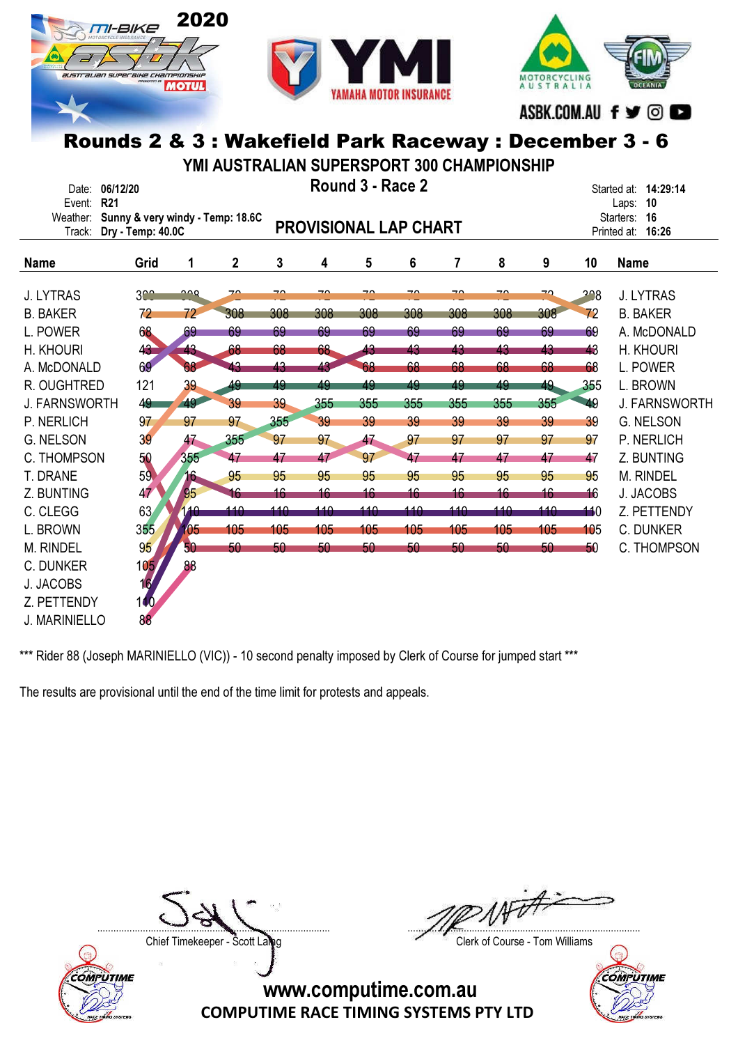# Rounds 2 & 3 : Wakefield Park Raceway : December 3 - 6

## YMI AUSTRALIAN SUPERSPORT 300 CHAMPIONSHIP

### Round 3 - Race 2

Date: **06/12/20**
Event: **R21**
Weather: **Sunny & very windy - Temp: 18.6C**
Track: **Dry - Temp: 40.0C**

Started at: **14:29:14**
Laps: **10**
Starters: **16**
Printed at: **16:26**

## PROVISIONAL LAP CHART

| Name | Grid | 1 | 2 | 3 | 4 | 5 | 6 | 7 | 8 | 9 | 10 | Name |
|---|---|---|---|---|---|---|---|---|---|---|---|---|
| J. LYTRAS | 308 | 308 | 72 | 72 | 72 | 72 | 72 | 72 | 72 | 72 | 308 | J. LYTRAS |
| B. BAKER | 72 | 72 | 308 | 308 | 308 | 308 | 308 | 308 | 308 | 308 | 72 | B. BAKER |
| L. POWER | 68 | 69 | 69 | 69 | 69 | 69 | 69 | 69 | 69 | 69 | 69 | A. McDONALD |
| H. KHOURI | 43 | 43 | 68 | 68 | 68 | 43 | 43 | 43 | 43 | 43 | 43 | H. KHOURI |
| A. McDONALD | 69 | 68 | 43 | 43 | 43 | 68 | 68 | 68 | 68 | 68 | 68 | L. POWER |
| R. OUGHTRED | 121 | 39 | 49 | 49 | 49 | 49 | 49 | 49 | 49 | 49 | 355 | L. BROWN |
| J. FARNSWORTH | 49 | 49 | 39 | 39 | 355 | 355 | 355 | 355 | 355 | 355 | 49 | J. FARNSWORTH |
| P. NERLICH | 97 | 97 | 97 | 355 | 39 | 39 | 39 | 39 | 39 | 39 | 39 | G. NELSON |
| G. NELSON | 39 | 47 | 355 | 97 | 97 | 47 | 97 | 97 | 97 | 97 | 97 | P. NERLICH |
| C. THOMPSON | 50 | 355 | 47 | 47 | 47 | 97 | 47 | 47 | 47 | 47 | 47 | Z. BUNTING |
| T. DRANE | 59 | 16 | 95 | 95 | 95 | 95 | 95 | 95 | 95 | 95 | 95 | M. RINDEL |
| Z. BUNTING | 47 | 95 | 16 | 16 | 16 | 16 | 16 | 16 | 16 | 16 | 16 | J. JACOBS |
| C. CLEGG | 63 | 110 | 110 | 110 | 110 | 110 | 110 | 110 | 110 | 110 | 110 | Z. PETTENDY |
| L. BROWN | 355 | 105 | 105 | 105 | 105 | 105 | 105 | 105 | 105 | 105 | 105 | C. DUNKER |
| M. RINDEL | 95 | 50 | 50 | 50 | 50 | 50 | 50 | 50 | 50 | 50 | 50 | C. THOMPSON |
| C. DUNKER | 105 | 88 | | | | | | | | | | |
| J. JACOBS | 16 | | | | | | | | | | | |
| Z. PETTENDY | 110 | | | | | | | | | | | |
| J. MARINIELLO | 88 | | | | | | | | | | | |

*** Rider 88 (Joseph MARINIELLO (VIC)) - 10 second penalty imposed by Clerk of Course for jumped start ***

The results are provisional until the end of the time limit for protests and appeals.

Chief Timekeeper - Scott Laing

Clerk of Course - Tom Williams

www.computime.com.au
COMPUTIME RACE TIMING SYSTEMS PTY LTD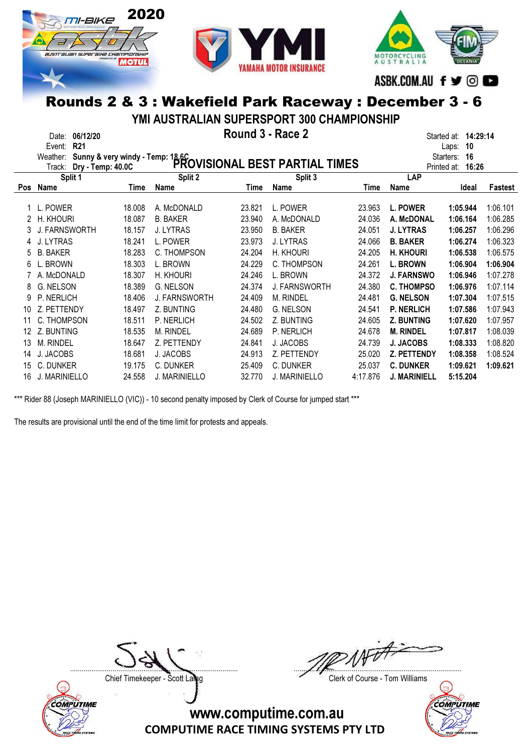# Rounds 2 & 3 : Wakefield Park Raceway : December 3 - 6

## YMI AUSTRALIAN SUPERSPORT 300 CHAMPIONSHIP

### Round 3 - Race 2

Date: 06/12/20
Event: R21
Weather: Sunny & very windy - Temp: 18.6C
Track: Dry - Temp: 40.0C

Started at: 14:29:14
Laps: 10
Starters: 16
Printed at: 16:26

### PROVISIONAL BEST PARTIAL TIMES

| | Split 1 | | Split 2 | | Split 3 | | LAP | | |
|---|---|---|---|---|---|---|---|---|---|
| Pos | Name | Time | Name | Time | Name | Time | Name | Ideal | Fastest |
| 1 | L. POWER | 18.008 | A. McDONALD | 23.821 | L. POWER | 23.963 | **L. POWER** | **1:05.944** | 1:06.101 |
| 2 | H. KHOURI | 18.087 | B. BAKER | 23.940 | A. McDONALD | 24.036 | **A. McDONAL** | **1:06.164** | 1:06.285 |
| 3 | J. FARNSWORTH | 18.157 | J. LYTRAS | 23.950 | B. BAKER | 24.051 | **J. LYTRAS** | **1:06.257** | 1:06.296 |
| 4 | J. LYTRAS | 18.241 | L. POWER | 23.973 | J. LYTRAS | 24.066 | **B. BAKER** | **1:06.274** | 1:06.323 |
| 5 | B. BAKER | 18.283 | C. THOMPSON | 24.204 | H. KHOURI | 24.205 | **H. KHOURI** | **1:06.538** | 1:06.575 |
| 6 | L. BROWN | 18.303 | L. BROWN | 24.229 | C. THOMPSON | 24.261 | **L. BROWN** | **1:06.904** | **1:06.904** |
| 7 | A. McDONALD | 18.307 | H. KHOURI | 24.246 | L. BROWN | 24.372 | **J. FARNSWO** | **1:06.946** | 1:07.278 |
| 8 | G. NELSON | 18.389 | G. NELSON | 24.374 | J. FARNSWORTH | 24.380 | **C. THOMPSO** | **1:06.976** | 1:07.114 |
| 9 | P. NERLICH | 18.406 | J. FARNSWORTH | 24.409 | M. RINDEL | 24.481 | **G. NELSON** | **1:07.304** | 1:07.515 |
| 10 | Z. PETTENDY | 18.497 | Z. BUNTING | 24.480 | G. NELSON | 24.541 | **P. NERLICH** | **1:07.586** | 1:07.943 |
| 11 | C. THOMPSON | 18.511 | P. NERLICH | 24.502 | Z. BUNTING | 24.605 | **Z. BUNTING** | **1:07.620** | 1:07.957 |
| 12 | Z. BUNTING | 18.535 | M. RINDEL | 24.689 | P. NERLICH | 24.678 | **M. RINDEL** | **1:07.817** | 1:08.039 |
| 13 | M. RINDEL | 18.647 | Z. PETTENDY | 24.841 | J. JACOBS | 24.739 | **J. JACOBS** | **1:08.333** | 1:08.820 |
| 14 | J. JACOBS | 18.681 | J. JACOBS | 24.913 | Z. PETTENDY | 25.020 | **Z. PETTENDY** | **1:08.358** | 1:08.524 |
| 15 | C. DUNKER | 19.175 | C. DUNKER | 25.409 | C. DUNKER | 25.037 | **C. DUNKER** | **1:09.621** | **1:09.621** |
| 16 | J. MARINIELLO | 24.558 | J. MARINIELLO | 32.770 | J. MARINIELLO | 4:17.876 | **J. MARINIELL** | **5:15.204** | |

*** Rider 88 (Joseph MARINIELLO (VIC)) - 10 second penalty imposed by Clerk of Course for jumped start ***

The results are provisional until the end of the time limit for protests and appeals.

Chief Timekeeper - Scott Laing

Clerk of Course - Tom Williams

www.computime.com.au
COMPUTIME RACE TIMING SYSTEMS PTY LTD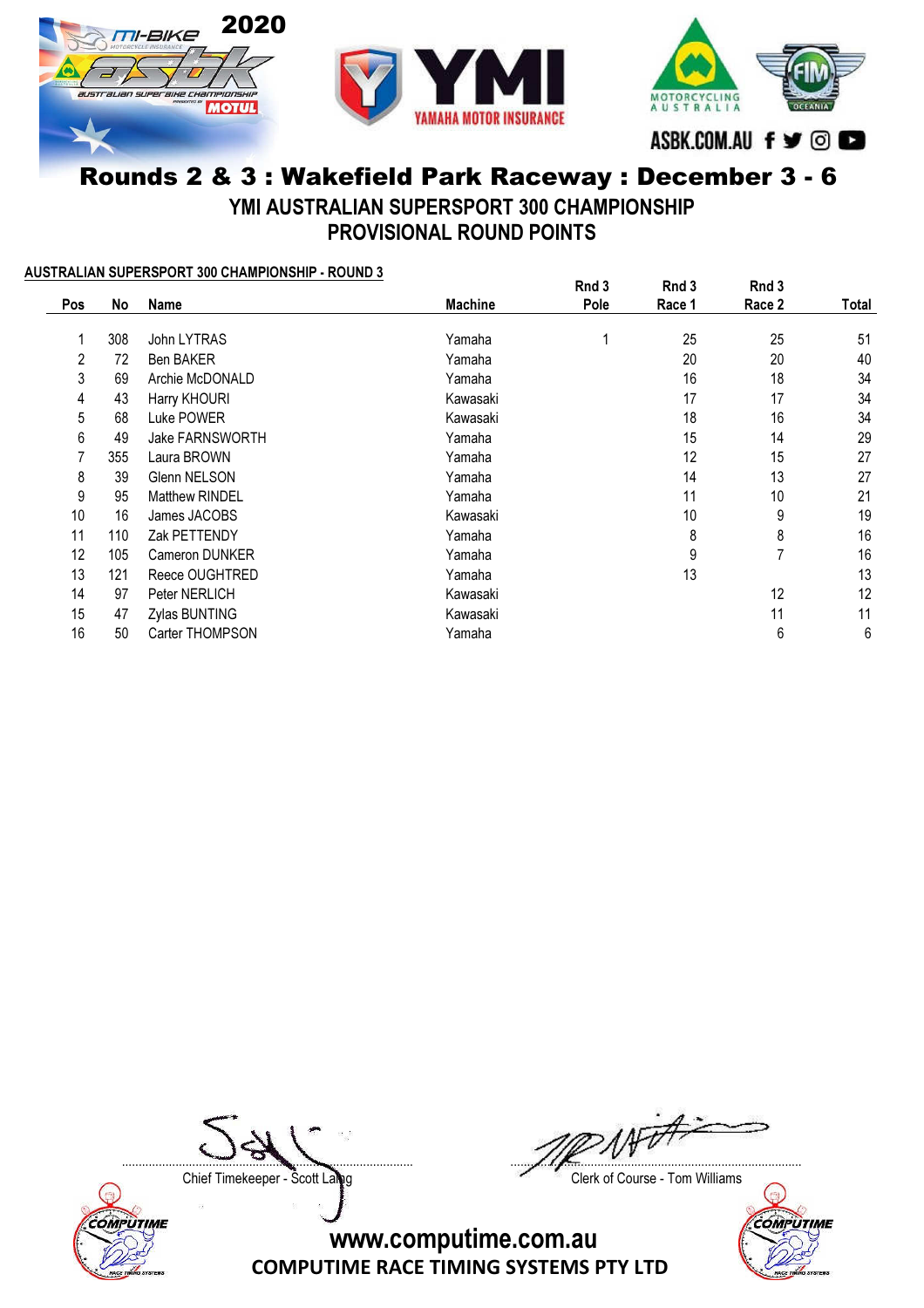# Rounds 2 & 3 : Wakefield Park Raceway : December 3 - 6

## YMI AUSTRALIAN SUPERSPORT 300 CHAMPIONSHIP
## PROVISIONAL ROUND POINTS

**AUSTRALIAN SUPERSPORT 300 CHAMPIONSHIP - ROUND 3**

| Pos | No | Name | Machine | Rnd 3 Pole | Rnd 3 Race 1 | Rnd 3 Race 2 | Total |
|---|---|---|---|---|---|---|---|
| 1 | 308 | John LYTRAS | Yamaha | 1 | 25 | 25 | 51 |
| 2 | 72 | Ben BAKER | Yamaha | | 20 | 20 | 40 |
| 3 | 69 | Archie McDONALD | Yamaha | | 16 | 18 | 34 |
| 4 | 43 | Harry KHOURI | Kawasaki | | 17 | 17 | 34 |
| 5 | 68 | Luke POWER | Kawasaki | | 18 | 16 | 34 |
| 6 | 49 | Jake FARNSWORTH | Yamaha | | 15 | 14 | 29 |
| 7 | 355 | Laura BROWN | Yamaha | | 12 | 15 | 27 |
| 8 | 39 | Glenn NELSON | Yamaha | | 14 | 13 | 27 |
| 9 | 95 | Matthew RINDEL | Yamaha | | 11 | 10 | 21 |
| 10 | 16 | James JACOBS | Kawasaki | | 10 | 9 | 19 |
| 11 | 110 | Zak PETTENDY | Yamaha | | 8 | 8 | 16 |
| 12 | 105 | Cameron DUNKER | Yamaha | | 9 | 7 | 16 |
| 13 | 121 | Reece OUGHTRED | Yamaha | | 13 | | 13 |
| 14 | 97 | Peter NERLICH | Kawasaki | | | 12 | 12 |
| 15 | 47 | Zylas BUNTING | Kawasaki | | | 11 | 11 |
| 16 | 50 | Carter THOMPSON | Yamaha | | | 6 | 6 |

Chief Timekeeper - Scott Laing

Clerk of Course - Tom Williams

www.computime.com.au
COMPUTIME RACE TIMING SYSTEMS PTY LTD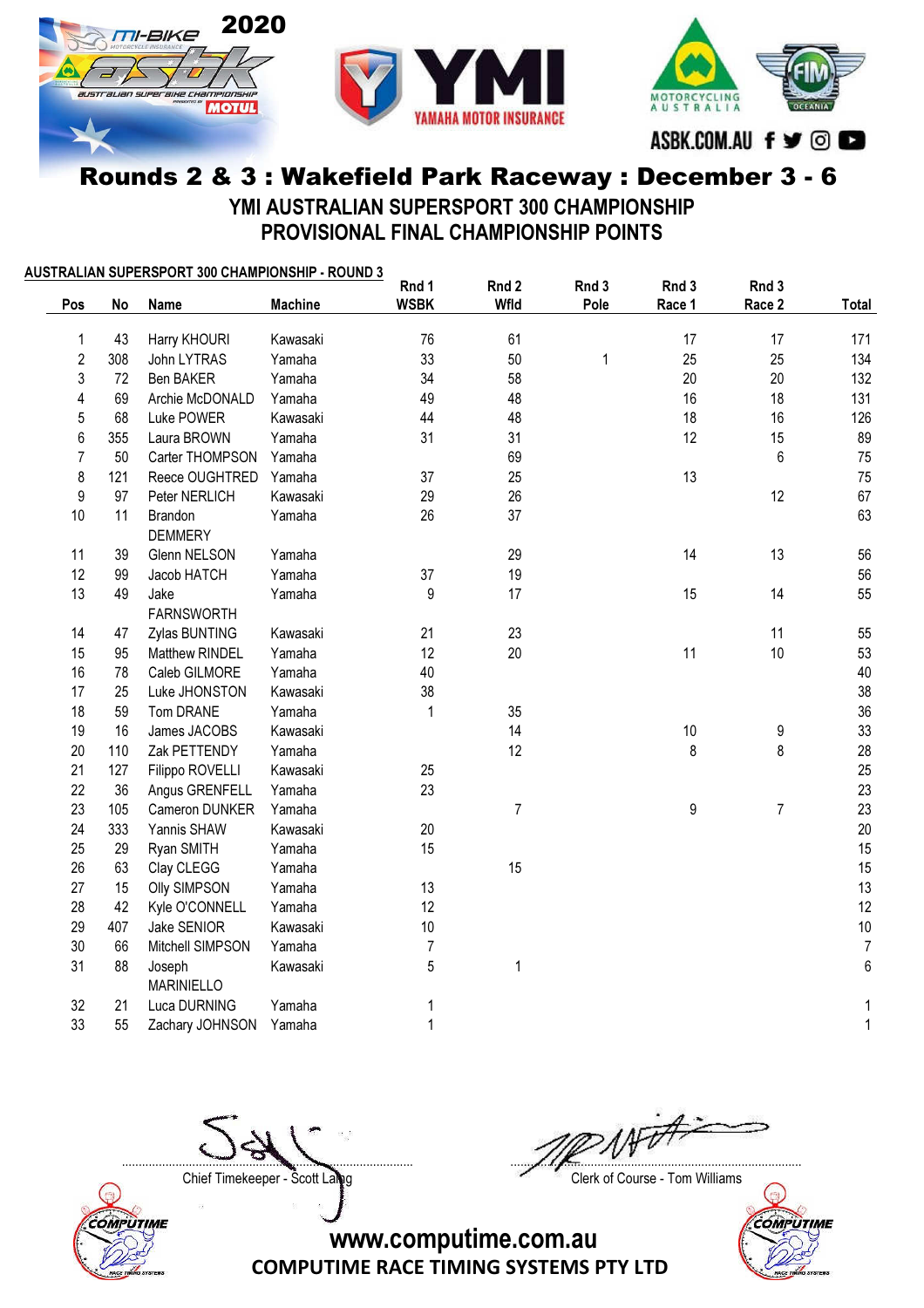# Rounds 2 & 3 : Wakefield Park Raceway : December 3 - 6

## YMI AUSTRALIAN SUPERSPORT 300 CHAMPIONSHIP
## PROVISIONAL FINAL CHAMPIONSHIP POINTS

**AUSTRALIAN SUPERSPORT 300 CHAMPIONSHIP - ROUND 3**

| Pos | No | Name | Machine | Rnd 1 WSBK | Rnd 2 Wfld | Rnd 3 Pole | Rnd 3 Race 1 | Rnd 3 Race 2 | Total |
|---|---|---|---|---|---|---|---|---|---|
| 1 | 43 | Harry KHOURI | Kawasaki | 76 | 61 | | 17 | 17 | 171 |
| 2 | 308 | John LYTRAS | Yamaha | 33 | 50 | 1 | 25 | 25 | 134 |
| 3 | 72 | Ben BAKER | Yamaha | 34 | 58 | | 20 | 20 | 132 |
| 4 | 69 | Archie McDONALD | Yamaha | 49 | 48 | | 16 | 18 | 131 |
| 5 | 68 | Luke POWER | Kawasaki | 44 | 48 | | 18 | 16 | 126 |
| 6 | 355 | Laura BROWN | Yamaha | 31 | 31 | | 12 | 15 | 89 |
| 7 | 50 | Carter THOMPSON | Yamaha | | 69 | | | 6 | 75 |
| 8 | 121 | Reece OUGHTRED | Yamaha | 37 | 25 | | 13 | | 75 |
| 9 | 97 | Peter NERLICH | Kawasaki | 29 | 26 | | | 12 | 67 |
| 10 | 11 | Brandon DEMMERY | Yamaha | 26 | 37 | | | | 63 |
| 11 | 39 | Glenn NELSON | Yamaha | | 29 | | 14 | 13 | 56 |
| 12 | 99 | Jacob HATCH | Yamaha | 37 | 19 | | | | 56 |
| 13 | 49 | Jake FARNSWORTH | Yamaha | 9 | 17 | | 15 | 14 | 55 |
| 14 | 47 | Zylas BUNTING | Kawasaki | 21 | 23 | | | 11 | 55 |
| 15 | 95 | Matthew RINDEL | Yamaha | 12 | 20 | | 11 | 10 | 53 |
| 16 | 78 | Caleb GILMORE | Yamaha | 40 | | | | | 40 |
| 17 | 25 | Luke JHONSTON | Kawasaki | 38 | | | | | 38 |
| 18 | 59 | Tom DRANE | Yamaha | 1 | 35 | | | | 36 |
| 19 | 16 | James JACOBS | Kawasaki | | 14 | | 10 | 9 | 33 |
| 20 | 110 | Zak PETTENDY | Yamaha | | 12 | | 8 | 8 | 28 |
| 21 | 127 | Filippo ROVELLI | Kawasaki | 25 | | | | | 25 |
| 22 | 36 | Angus GRENFELL | Yamaha | 23 | | | | | 23 |
| 23 | 105 | Cameron DUNKER | Yamaha | | 7 | | 9 | 7 | 23 |
| 24 | 333 | Yannis SHAW | Kawasaki | 20 | | | | | 20 |
| 25 | 29 | Ryan SMITH | Yamaha | 15 | | | | | 15 |
| 26 | 63 | Clay CLEGG | Yamaha | | 15 | | | | 15 |
| 27 | 15 | Olly SIMPSON | Yamaha | 13 | | | | | 13 |
| 28 | 42 | Kyle O'CONNELL | Yamaha | 12 | | | | | 12 |
| 29 | 407 | Jake SENIOR | Kawasaki | 10 | | | | | 10 |
| 30 | 66 | Mitchell SIMPSON | Yamaha | 7 | | | | | 7 |
| 31 | 88 | Joseph MARINIELLO | Kawasaki | 5 | 1 | | | | 6 |
| 32 | 21 | Luca DURNING | Yamaha | 1 | | | | | 1 |
| 33 | 55 | Zachary JOHNSON | Yamaha | 1 | | | | | 1 |

Chief Timekeeper - Scott Laing

Clerk of Course - Tom Williams

www.computime.com.au

COMPUTIME RACE TIMING SYSTEMS PTY LTD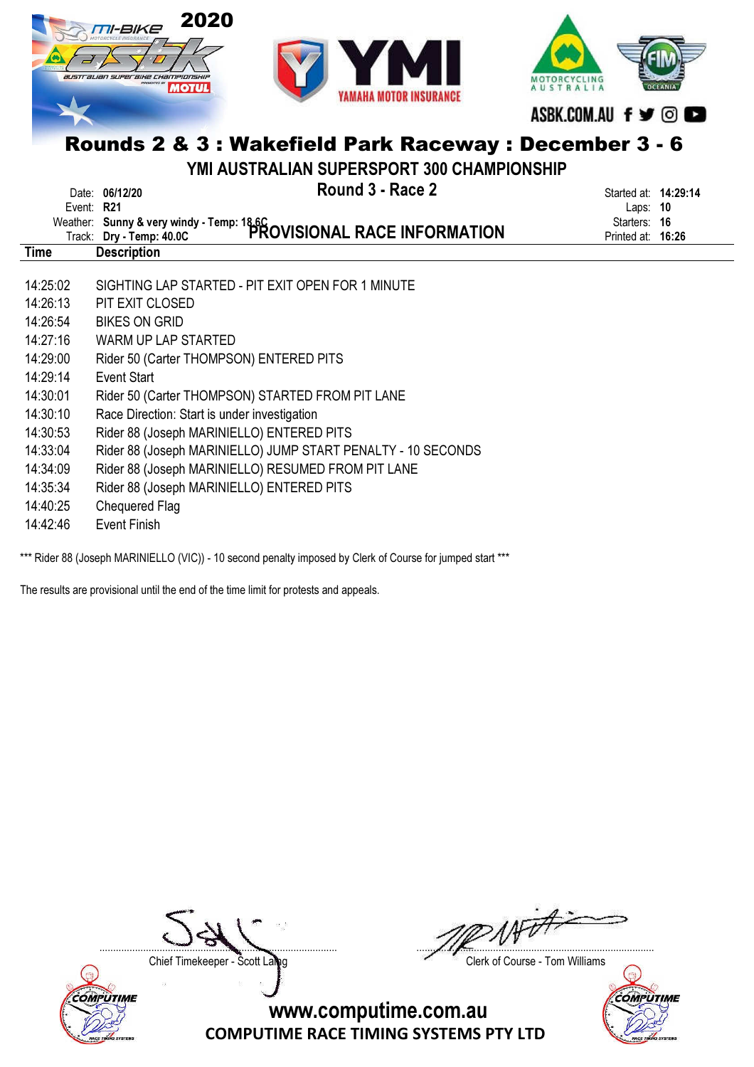# Rounds 2 & 3 : Wakefield Park Raceway : December 3 - 6

## YMI AUSTRALIAN SUPERSPORT 300 CHAMPIONSHIP

### Round 3 - Race 2

Date: **06/12/20**
Event: **R21**
Weather: **Sunny & very windy - Temp: 18.6C**
Track: **Dry - Temp: 40.0C**

Started at: **14:29:14**
Laps: **10**
Starters: **16**
Printed at: **16:26**

## PROVISIONAL RACE INFORMATION

| Time | Description |
|---|---|
| 14:25:02 | SIGHTING LAP STARTED - PIT EXIT OPEN FOR 1 MINUTE |
| 14:26:13 | PIT EXIT CLOSED |
| 14:26:54 | BIKES ON GRID |
| 14:27:16 | WARM UP LAP STARTED |
| 14:29:00 | Rider 50 (Carter THOMPSON) ENTERED PITS |
| 14:29:14 | Event Start |
| 14:30:01 | Rider 50 (Carter THOMPSON) STARTED FROM PIT LANE |
| 14:30:10 | Race Direction: Start is under investigation |
| 14:30:53 | Rider 88 (Joseph MARINIELLO) ENTERED PITS |
| 14:33:04 | Rider 88 (Joseph MARINIELLO) JUMP START PENALTY - 10 SECONDS |
| 14:34:09 | Rider 88 (Joseph MARINIELLO) RESUMED FROM PIT LANE |
| 14:35:34 | Rider 88 (Joseph MARINIELLO) ENTERED PITS |
| 14:40:25 | Chequered Flag |
| 14:42:46 | Event Finish |

*** Rider 88 (Joseph MARINIELLO (VIC)) - 10 second penalty imposed by Clerk of Course for jumped start ***

The results are provisional until the end of the time limit for protests and appeals.

Chief Timekeeper - Scott Laing

Clerk of Course - Tom Williams

www.computime.com.au

COMPUTIME RACE TIMING SYSTEMS PTY LTD